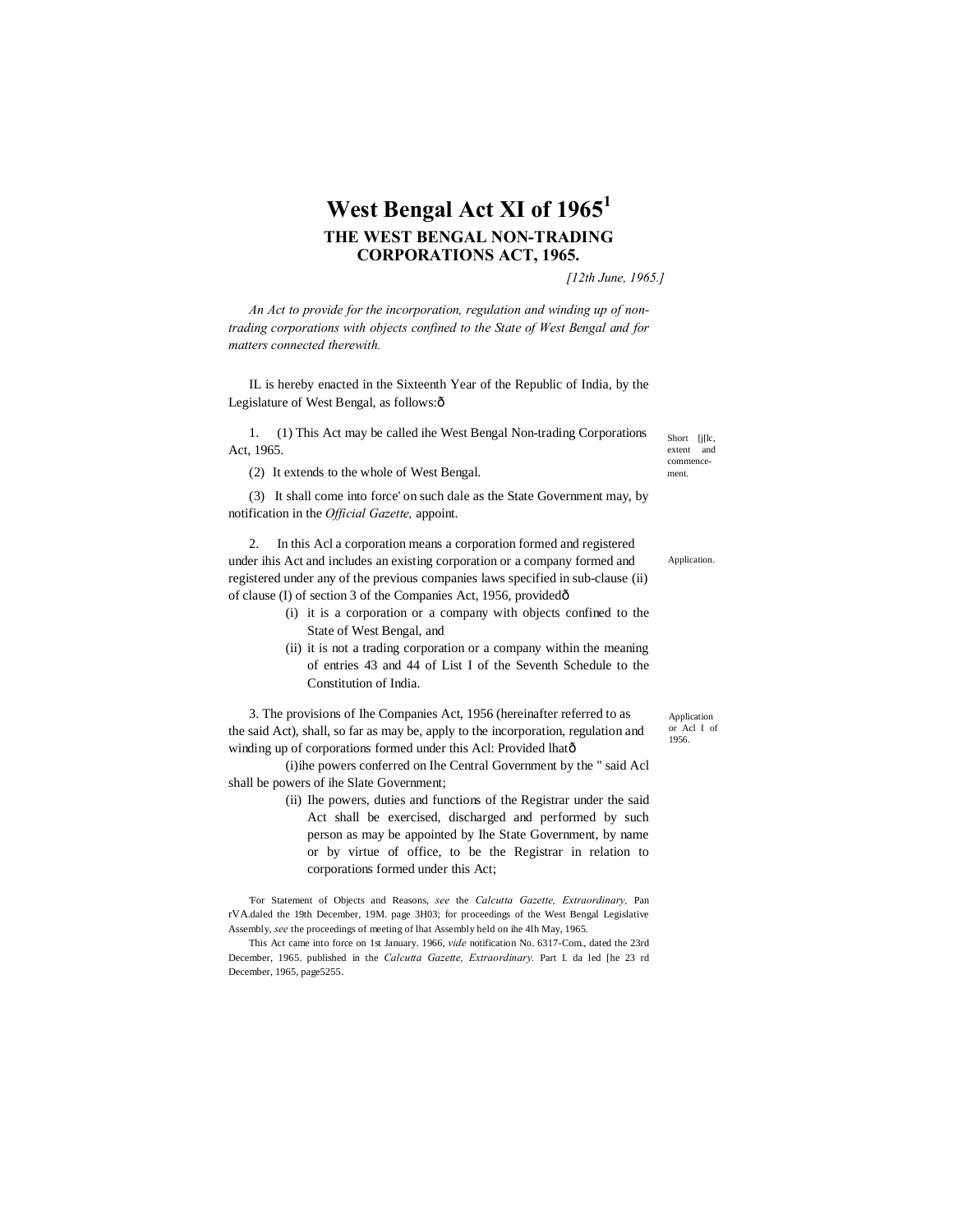# West Bengal Act XI of 1965[1]

## THE WEST BENGAL NON-TRADING CORPORATIONS ACT, 1965.

*[12th June, 1965.]*

*An Act to provide for the incorporation, regulation and winding up of non-trading corporations with objects confined to the State of West Bengal and for matters connected therewith.*

IL is hereby enacted in the Sixteenth Year of the Republic of India, by the Legislature of West Bengal, as follows:ô

Short [j[lc, extent and commencement.

1. (1) This Act may be called ihe West Bengal Non-trading Corporations Act, 1965.

(2) It extends to the whole of West Bengal.

(3) It shall come into force' on such dale as the State Government may, by notification in the *Official Gazette,* appoint.

Application.

2. In this Acl a corporation means a corporation formed and registered under ihis Act and includes an existing corporation or a company formed and registered under any of the previous companies laws specified in sub-clause (ii) of clause (I) of section 3 of the Companies Act, 1956, providedô

- (i) it is a corporation or a company with objects confined to the State of West Bengal, and
- (ii) it is not a trading corporation or a company within the meaning of entries 43 and 44 of List I of the Seventh Schedule to the Constitution of India.

Application or Acl I of 1956.

3. The provisions of Ihe Companies Act, 1956 (hereinafter referred to as the said Act), shall, so far as may be, apply to the incorporation, regulation and winding up of corporations formed under this Acl: Provided lhatô

(i) ihe powers conferred on Ihe Central Government by the " said Acl shall be powers of ihe Slate Government;

(ii) Ihe powers, duties and functions of the Registrar under the said Act shall be exercised, discharged and performed by such person as may be appointed by Ihe State Government, by name or by virtue of office, to be the Registrar in relation to corporations formed under this Act;

'For Statement of Objects and Reasons, *see* the *Calcutta Gazette, Extraordinary,* Pan rVA.daled the 19th December, 19M. page 3H03; for proceedings of the West Bengal Legislative Assembly, *see* the proceedings of meeting of lhat Assembly held on ihe 4lh May, 1965.

This Act came into force on 1st January. 1966, *vide* notification No. 6317-Com., dated the 23rd December, 1965. published in the *Calcutta Gazette, Extraordinary.* Part I. da led [he 23 rd December, 1965, page5255.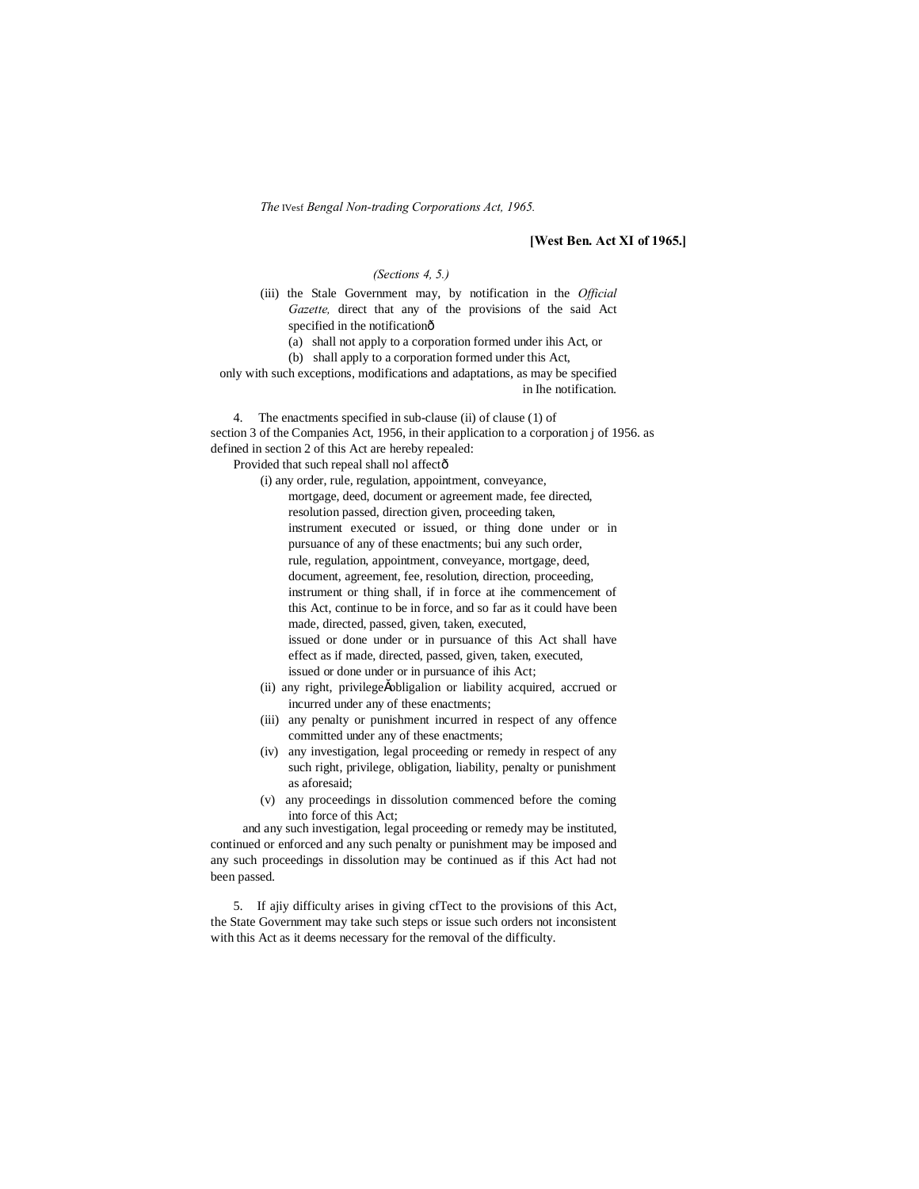(iii) the Stale Government may, by notification in the *Official Gazette,* direct that any of the provisions of the said Act specified in the notificationô

(a) shall not apply to a corporation formed under ihis Act, or

(b) shall apply to a corporation formed under this Act,

only with such exceptions, modifications and adaptations, as may be specified in Ihe notification.

4. The enactments specified in sub-clause (ii) of clause (1) of section 3 of the Companies Act, 1956, in their application to a corporation j of 1956. as defined in section 2 of this Act are hereby repealed:

Provided that such repeal shall nol affectô

(i) any order, rule, regulation, appointment, conveyance, mortgage, deed, document or agreement made, fee directed, resolution passed, direction given, proceeding taken, instrument executed or issued, or thing done under or in pursuance of any of these enactments; bui any such order, rule, regulation, appointment, conveyance, mortgage, deed, document, agreement, fee, resolution, direction, proceeding, instrument or thing shall, if in force at ihe commencement of this Act, continue to be in force, and so far as it could have been made, directed, passed, given, taken, executed, issued or done under or in pursuance of this Act shall have effect as if made, directed, passed, given, taken, executed, issued or done under or in pursuance of ihis Act;

(ii) any right, privilegeĂobligalion or liability acquired, accrued or incurred under any of these enactments;

(iii) any penalty or punishment incurred in respect of any offence committed under any of these enactments;

(iv) any investigation, legal proceeding or remedy in respect of any such right, privilege, obligation, liability, penalty or punishment as aforesaid;

(v) any proceedings in dissolution commenced before the coming into force of this Act;

and any such investigation, legal proceeding or remedy may be instituted, continued or enforced and any such penalty or punishment may be imposed and any such proceedings in dissolution may be continued as if this Act had not been passed.

5. If ajiy difficulty arises in giving cfTect to the provisions of this Act, the State Government may take such steps or issue such orders not inconsistent with this Act as it deems necessary for the removal of the difficulty.